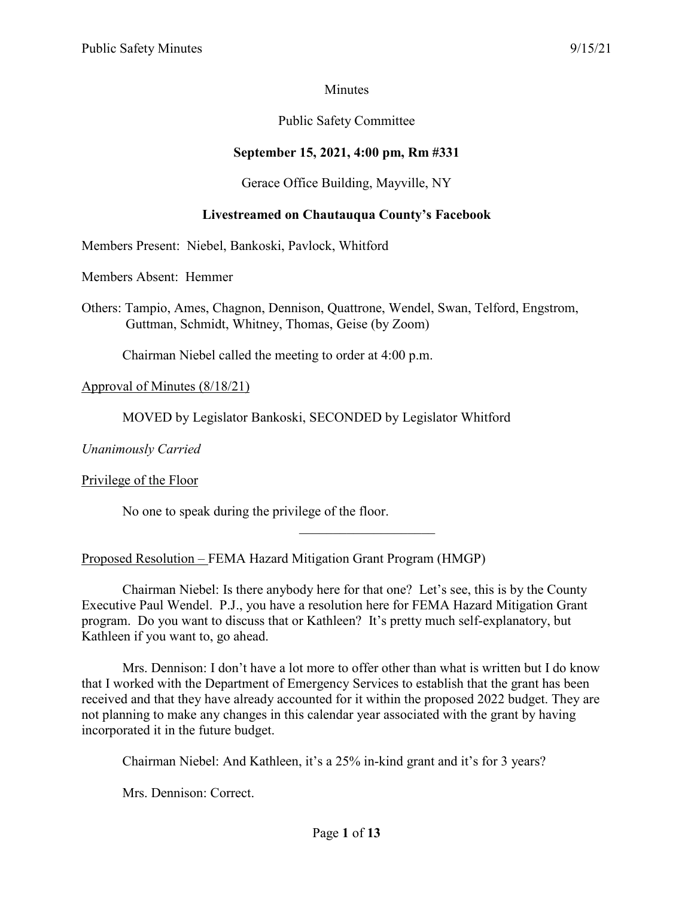Minutes

Public Safety Committee

**September 15, 2021, 4:00 pm, Rm #331**

Gerace Office Building, Mayville, NY

**Livestreamed on Chautauqua County's Facebook**

Members Present: Niebel, Bankoski, Pavlock, Whitford

Members Absent: Hemmer

Others: Tampio, Ames, Chagnon, Dennison, Quattrone, Wendel, Swan, Telford, Engstrom, Guttman, Schmidt, Whitney, Thomas, Geise (by Zoom)

Chairman Niebel called the meeting to order at 4:00 p.m.

Approval of Minutes (8/18/21)

MOVED by Legislator Bankoski, SECONDED by Legislator Whitford

*Unanimously Carried*

Privilege of the Floor

No one to speak during the privilege of the floor.

---

Proposed Resolution – FEMA Hazard Mitigation Grant Program (HMGP)

Chairman Niebel: Is there anybody here for that one? Let's see, this is by the County Executive Paul Wendel. P.J., you have a resolution here for FEMA Hazard Mitigation Grant program. Do you want to discuss that or Kathleen? It's pretty much self-explanatory, but Kathleen if you want to, go ahead.

Mrs. Dennison: I don't have a lot more to offer other than what is written but I do know that I worked with the Department of Emergency Services to establish that the grant has been received and that they have already accounted for it within the proposed 2022 budget. They are not planning to make any changes in this calendar year associated with the grant by having incorporated it in the future budget.

Chairman Niebel: And Kathleen, it's a 25% in-kind grant and it's for 3 years?

Mrs. Dennison: Correct.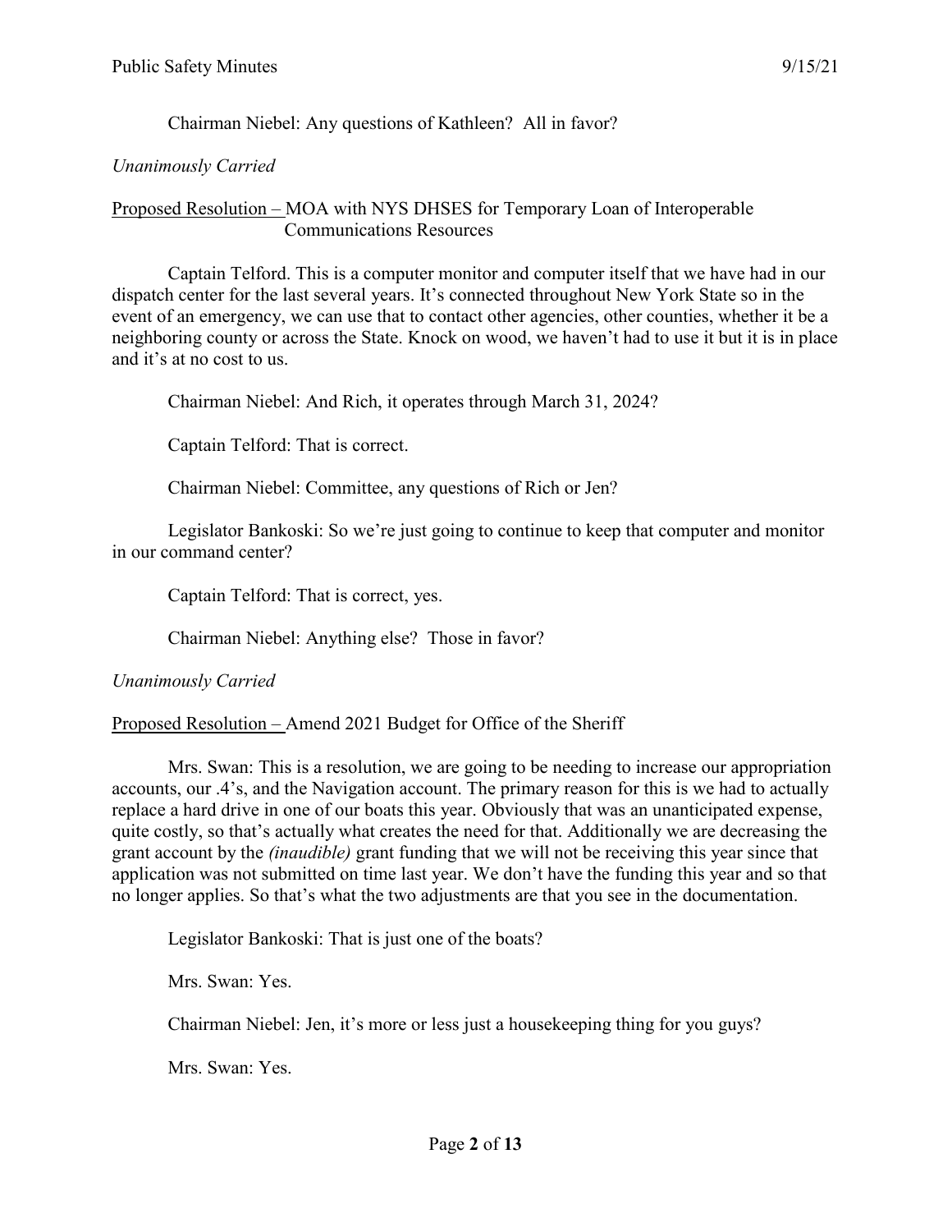Chairman Niebel: Any questions of Kathleen? All in favor?

*Unanimously Carried*

<u>Proposed Resolution –</u> MOA with NYS DHSES for Temporary Loan of Interoperable Communications Resources

Captain Telford. This is a computer monitor and computer itself that we have had in our dispatch center for the last several years. It's connected throughout New York State so in the event of an emergency, we can use that to contact other agencies, other counties, whether it be a neighboring county or across the State. Knock on wood, we haven't had to use it but it is in place and it's at no cost to us.

Chairman Niebel: And Rich, it operates through March 31, 2024?

Captain Telford: That is correct.

Chairman Niebel: Committee, any questions of Rich or Jen?

Legislator Bankoski: So we're just going to continue to keep that computer and monitor in our command center?

Captain Telford: That is correct, yes.

Chairman Niebel: Anything else? Those in favor?

*Unanimously Carried*

<u>Proposed Resolution –</u> Amend 2021 Budget for Office of the Sheriff

Mrs. Swan: This is a resolution, we are going to be needing to increase our appropriation accounts, our .4's, and the Navigation account. The primary reason for this is we had to actually replace a hard drive in one of our boats this year. Obviously that was an unanticipated expense, quite costly, so that's actually what creates the need for that. Additionally we are decreasing the grant account by the *(inaudible)* grant funding that we will not be receiving this year since that application was not submitted on time last year. We don't have the funding this year and so that no longer applies. So that's what the two adjustments are that you see in the documentation.

Legislator Bankoski: That is just one of the boats?

Mrs. Swan: Yes.

Chairman Niebel: Jen, it's more or less just a housekeeping thing for you guys?

Mrs. Swan: Yes.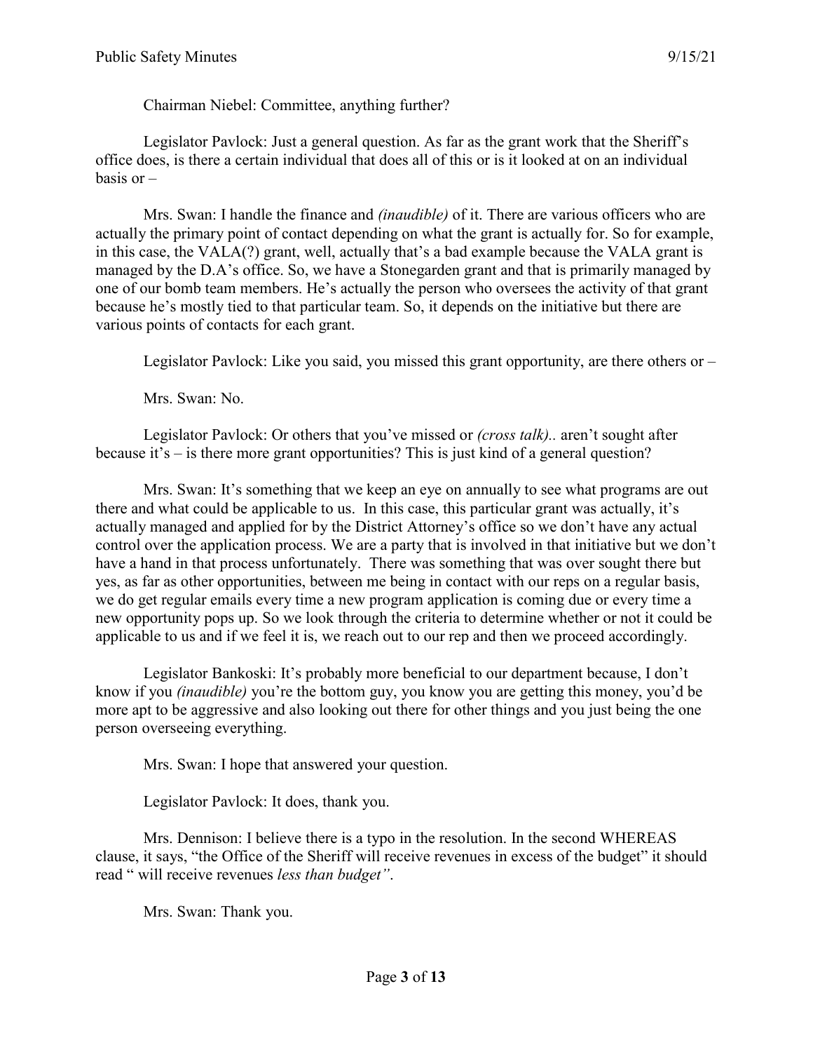Chairman Niebel: Committee, anything further?

Legislator Pavlock: Just a general question. As far as the grant work that the Sheriff's office does, is there a certain individual that does all of this or is it looked at on an individual basis or –

Mrs. Swan: I handle the finance and *(inaudible)* of it. There are various officers who are actually the primary point of contact depending on what the grant is actually for. So for example, in this case, the VALA(?) grant, well, actually that's a bad example because the VALA grant is managed by the D.A's office. So, we have a Stonegarden grant and that is primarily managed by one of our bomb team members. He's actually the person who oversees the activity of that grant because he's mostly tied to that particular team. So, it depends on the initiative but there are various points of contacts for each grant.

Legislator Pavlock: Like you said, you missed this grant opportunity, are there others or –

Mrs. Swan: No.

Legislator Pavlock: Or others that you've missed or *(cross talk)..* aren't sought after because it's – is there more grant opportunities? This is just kind of a general question?

Mrs. Swan: It's something that we keep an eye on annually to see what programs are out there and what could be applicable to us. In this case, this particular grant was actually, it's actually managed and applied for by the District Attorney's office so we don't have any actual control over the application process. We are a party that is involved in that initiative but we don't have a hand in that process unfortunately. There was something that was over sought there but yes, as far as other opportunities, between me being in contact with our reps on a regular basis, we do get regular emails every time a new program application is coming due or every time a new opportunity pops up. So we look through the criteria to determine whether or not it could be applicable to us and if we feel it is, we reach out to our rep and then we proceed accordingly.

Legislator Bankoski: It's probably more beneficial to our department because, I don't know if you *(inaudible)* you're the bottom guy, you know you are getting this money, you'd be more apt to be aggressive and also looking out there for other things and you just being the one person overseeing everything.

Mrs. Swan: I hope that answered your question.

Legislator Pavlock: It does, thank you.

Mrs. Dennison: I believe there is a typo in the resolution. In the second WHEREAS clause, it says, "the Office of the Sheriff will receive revenues in excess of the budget" it should read " will receive revenues *less than budget"*.

Mrs. Swan: Thank you.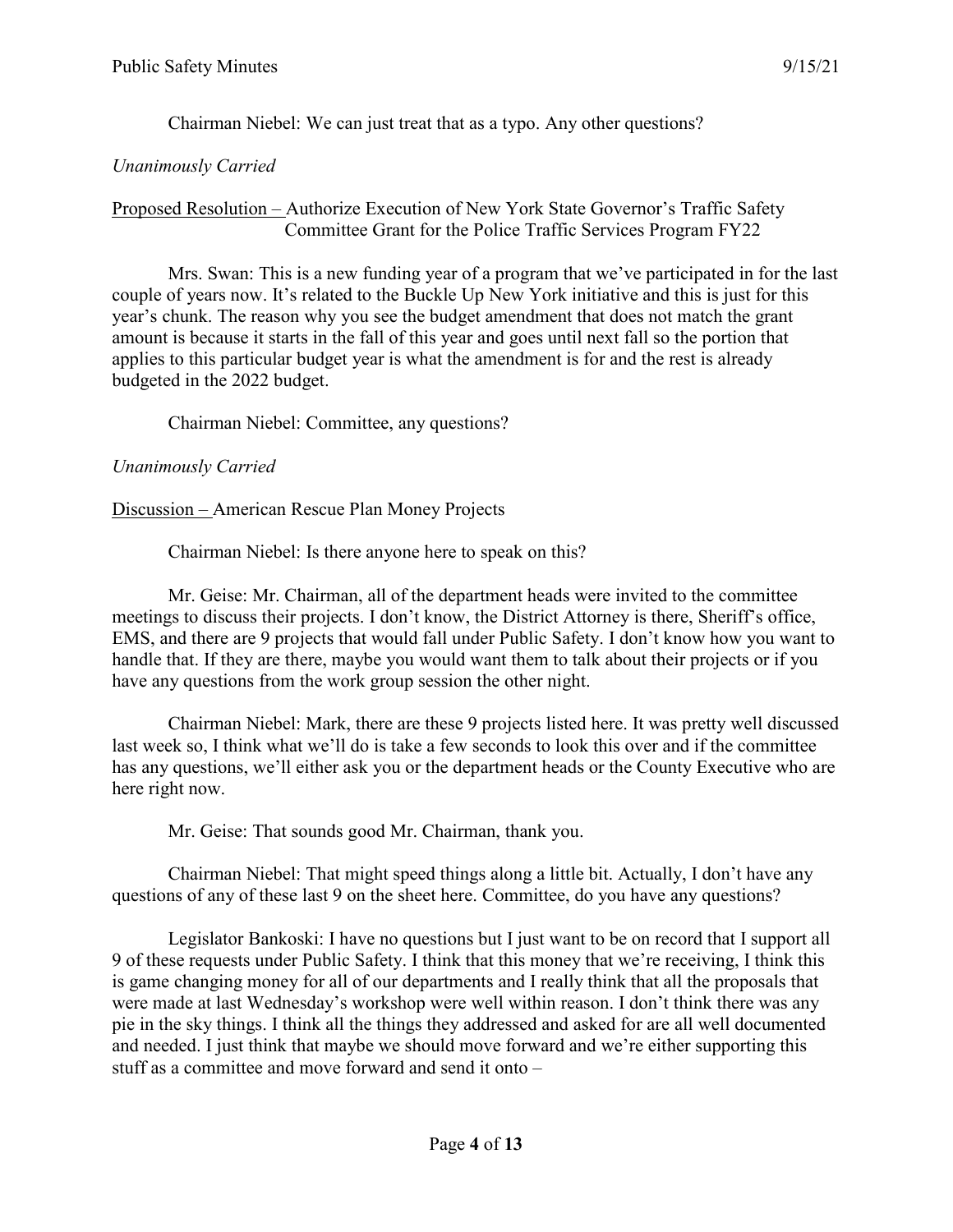Chairman Niebel: We can just treat that as a typo. Any other questions?

*Unanimously Carried*

Proposed Resolution – Authorize Execution of New York State Governor's Traffic Safety Committee Grant for the Police Traffic Services Program FY22

Mrs. Swan: This is a new funding year of a program that we've participated in for the last couple of years now. It's related to the Buckle Up New York initiative and this is just for this year's chunk. The reason why you see the budget amendment that does not match the grant amount is because it starts in the fall of this year and goes until next fall so the portion that applies to this particular budget year is what the amendment is for and the rest is already budgeted in the 2022 budget.

Chairman Niebel: Committee, any questions?

*Unanimously Carried*

Discussion – American Rescue Plan Money Projects

Chairman Niebel: Is there anyone here to speak on this?

Mr. Geise: Mr. Chairman, all of the department heads were invited to the committee meetings to discuss their projects. I don't know, the District Attorney is there, Sheriff's office, EMS, and there are 9 projects that would fall under Public Safety. I don't know how you want to handle that. If they are there, maybe you would want them to talk about their projects or if you have any questions from the work group session the other night.

Chairman Niebel: Mark, there are these 9 projects listed here. It was pretty well discussed last week so, I think what we'll do is take a few seconds to look this over and if the committee has any questions, we'll either ask you or the department heads or the County Executive who are here right now.

Mr. Geise: That sounds good Mr. Chairman, thank you.

Chairman Niebel: That might speed things along a little bit. Actually, I don't have any questions of any of these last 9 on the sheet here. Committee, do you have any questions?

Legislator Bankoski: I have no questions but I just want to be on record that I support all 9 of these requests under Public Safety. I think that this money that we're receiving, I think this is game changing money for all of our departments and I really think that all the proposals that were made at last Wednesday's workshop were well within reason. I don't think there was any pie in the sky things. I think all the things they addressed and asked for are all well documented and needed. I just think that maybe we should move forward and we're either supporting this stuff as a committee and move forward and send it onto –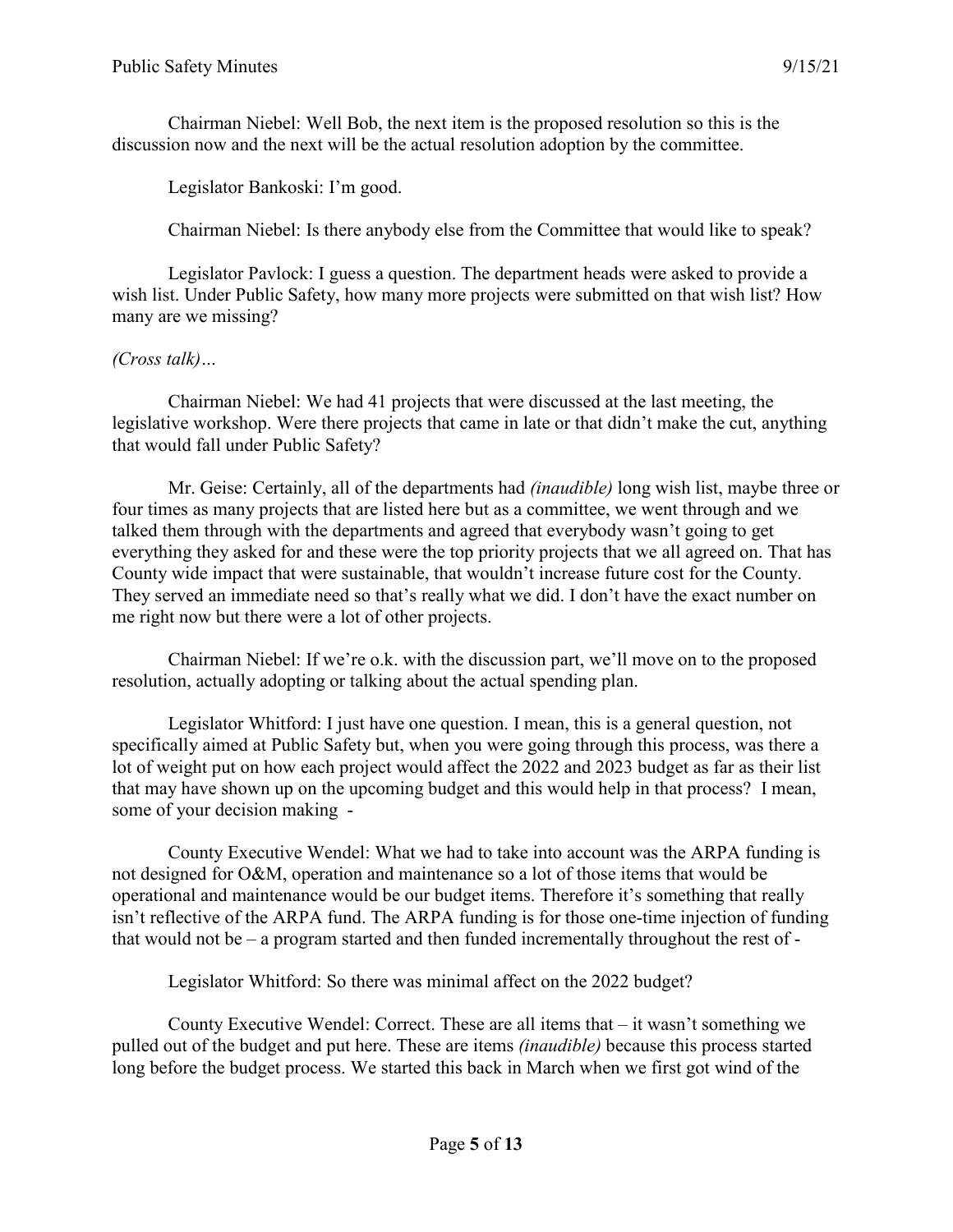Chairman Niebel: Well Bob, the next item is the proposed resolution so this is the discussion now and the next will be the actual resolution adoption by the committee.

Legislator Bankoski: I'm good.

Chairman Niebel: Is there anybody else from the Committee that would like to speak?

Legislator Pavlock: I guess a question. The department heads were asked to provide a wish list. Under Public Safety, how many more projects were submitted on that wish list? How many are we missing?

*(Cross talk)…*

Chairman Niebel: We had 41 projects that were discussed at the last meeting, the legislative workshop. Were there projects that came in late or that didn't make the cut, anything that would fall under Public Safety?

Mr. Geise: Certainly, all of the departments had *(inaudible)* long wish list, maybe three or four times as many projects that are listed here but as a committee, we went through and we talked them through with the departments and agreed that everybody wasn't going to get everything they asked for and these were the top priority projects that we all agreed on. That has County wide impact that were sustainable, that wouldn't increase future cost for the County. They served an immediate need so that's really what we did. I don't have the exact number on me right now but there were a lot of other projects.

Chairman Niebel: If we're o.k. with the discussion part, we'll move on to the proposed resolution, actually adopting or talking about the actual spending plan.

Legislator Whitford: I just have one question. I mean, this is a general question, not specifically aimed at Public Safety but, when you were going through this process, was there a lot of weight put on how each project would affect the 2022 and 2023 budget as far as their list that may have shown up on the upcoming budget and this would help in that process? I mean, some of your decision making -

County Executive Wendel: What we had to take into account was the ARPA funding is not designed for O&M, operation and maintenance so a lot of those items that would be operational and maintenance would be our budget items. Therefore it's something that really isn't reflective of the ARPA fund. The ARPA funding is for those one-time injection of funding that would not be – a program started and then funded incrementally throughout the rest of -

Legislator Whitford: So there was minimal affect on the 2022 budget?

County Executive Wendel: Correct. These are all items that – it wasn't something we pulled out of the budget and put here. These are items *(inaudible)* because this process started long before the budget process. We started this back in March when we first got wind of the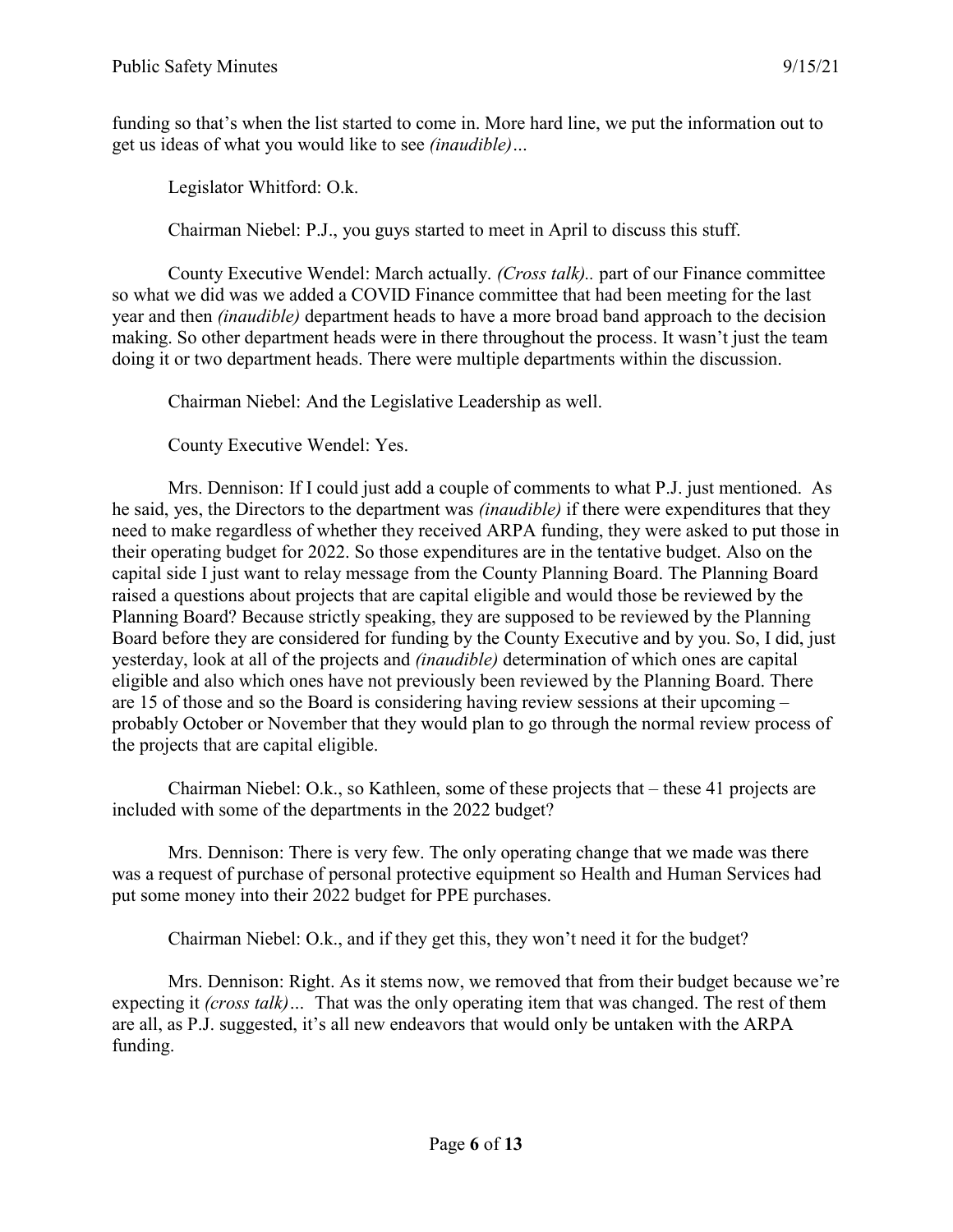funding so that's when the list started to come in. More hard line, we put the information out to get us ideas of what you would like to see *(inaudible)…*

Legislator Whitford: O.k.

Chairman Niebel: P.J., you guys started to meet in April to discuss this stuff.

County Executive Wendel: March actually. *(Cross talk)..* part of our Finance committee so what we did was we added a COVID Finance committee that had been meeting for the last year and then *(inaudible)* department heads to have a more broad band approach to the decision making. So other department heads were in there throughout the process. It wasn't just the team doing it or two department heads. There were multiple departments within the discussion.

Chairman Niebel: And the Legislative Leadership as well.

County Executive Wendel: Yes.

Mrs. Dennison: If I could just add a couple of comments to what P.J. just mentioned. As he said, yes, the Directors to the department was *(inaudible)* if there were expenditures that they need to make regardless of whether they received ARPA funding, they were asked to put those in their operating budget for 2022. So those expenditures are in the tentative budget. Also on the capital side I just want to relay message from the County Planning Board. The Planning Board raised a questions about projects that are capital eligible and would those be reviewed by the Planning Board? Because strictly speaking, they are supposed to be reviewed by the Planning Board before they are considered for funding by the County Executive and by you. So, I did, just yesterday, look at all of the projects and *(inaudible)* determination of which ones are capital eligible and also which ones have not previously been reviewed by the Planning Board. There are 15 of those and so the Board is considering having review sessions at their upcoming – probably October or November that they would plan to go through the normal review process of the projects that are capital eligible.

Chairman Niebel: O.k., so Kathleen, some of these projects that – these 41 projects are included with some of the departments in the 2022 budget?

Mrs. Dennison: There is very few. The only operating change that we made was there was a request of purchase of personal protective equipment so Health and Human Services had put some money into their 2022 budget for PPE purchases.

Chairman Niebel: O.k., and if they get this, they won't need it for the budget?

Mrs. Dennison: Right. As it stems now, we removed that from their budget because we're expecting it *(cross talk)…* That was the only operating item that was changed. The rest of them are all, as P.J. suggested, it's all new endeavors that would only be untaken with the ARPA funding.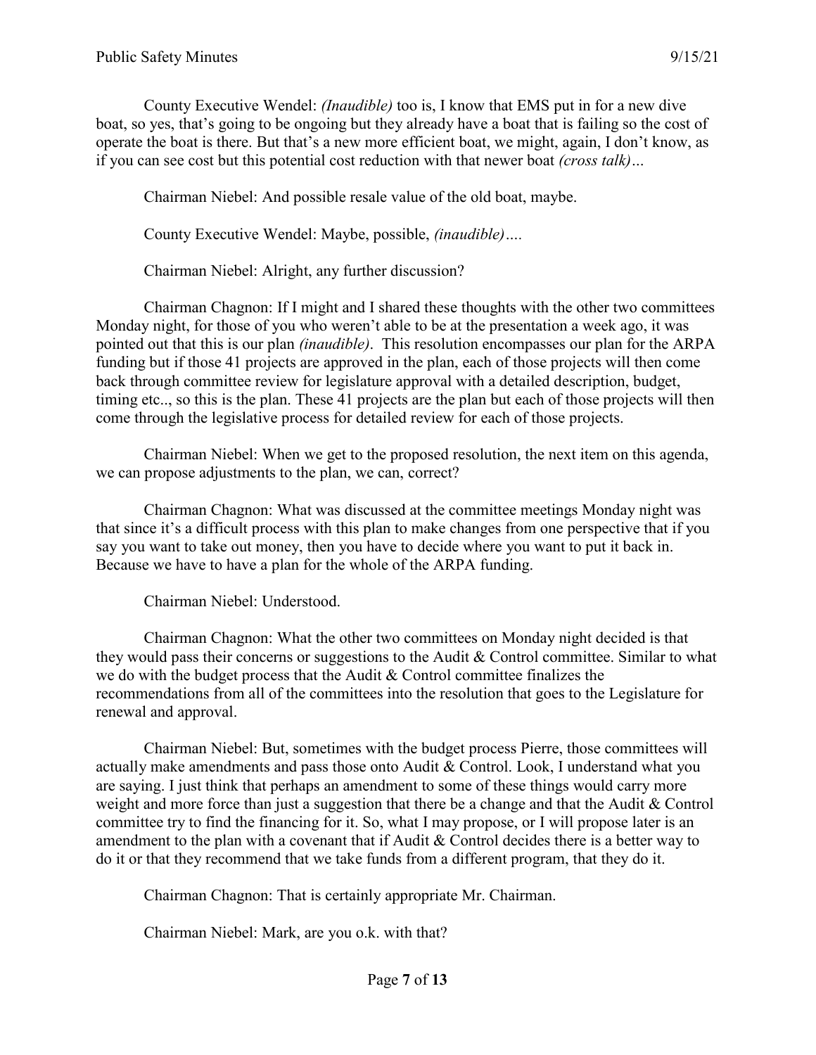County Executive Wendel: *(Inaudible)* too is, I know that EMS put in for a new dive boat, so yes, that's going to be ongoing but they already have a boat that is failing so the cost of operate the boat is there. But that's a new more efficient boat, we might, again, I don't know, as if you can see cost but this potential cost reduction with that newer boat *(cross talk)…*

Chairman Niebel: And possible resale value of the old boat, maybe.

County Executive Wendel: Maybe, possible, *(inaudible)….*

Chairman Niebel: Alright, any further discussion?

Chairman Chagnon: If I might and I shared these thoughts with the other two committees Monday night, for those of you who weren't able to be at the presentation a week ago, it was pointed out that this is our plan *(inaudible)*. This resolution encompasses our plan for the ARPA funding but if those 41 projects are approved in the plan, each of those projects will then come back through committee review for legislature approval with a detailed description, budget, timing etc.., so this is the plan. These 41 projects are the plan but each of those projects will then come through the legislative process for detailed review for each of those projects.

Chairman Niebel: When we get to the proposed resolution, the next item on this agenda, we can propose adjustments to the plan, we can, correct?

Chairman Chagnon: What was discussed at the committee meetings Monday night was that since it's a difficult process with this plan to make changes from one perspective that if you say you want to take out money, then you have to decide where you want to put it back in. Because we have to have a plan for the whole of the ARPA funding.

Chairman Niebel: Understood.

Chairman Chagnon: What the other two committees on Monday night decided is that they would pass their concerns or suggestions to the Audit & Control committee. Similar to what we do with the budget process that the Audit & Control committee finalizes the recommendations from all of the committees into the resolution that goes to the Legislature for renewal and approval.

Chairman Niebel: But, sometimes with the budget process Pierre, those committees will actually make amendments and pass those onto Audit & Control. Look, I understand what you are saying. I just think that perhaps an amendment to some of these things would carry more weight and more force than just a suggestion that there be a change and that the Audit & Control committee try to find the financing for it. So, what I may propose, or I will propose later is an amendment to the plan with a covenant that if Audit & Control decides there is a better way to do it or that they recommend that we take funds from a different program, that they do it.

Chairman Chagnon: That is certainly appropriate Mr. Chairman.

Chairman Niebel: Mark, are you o.k. with that?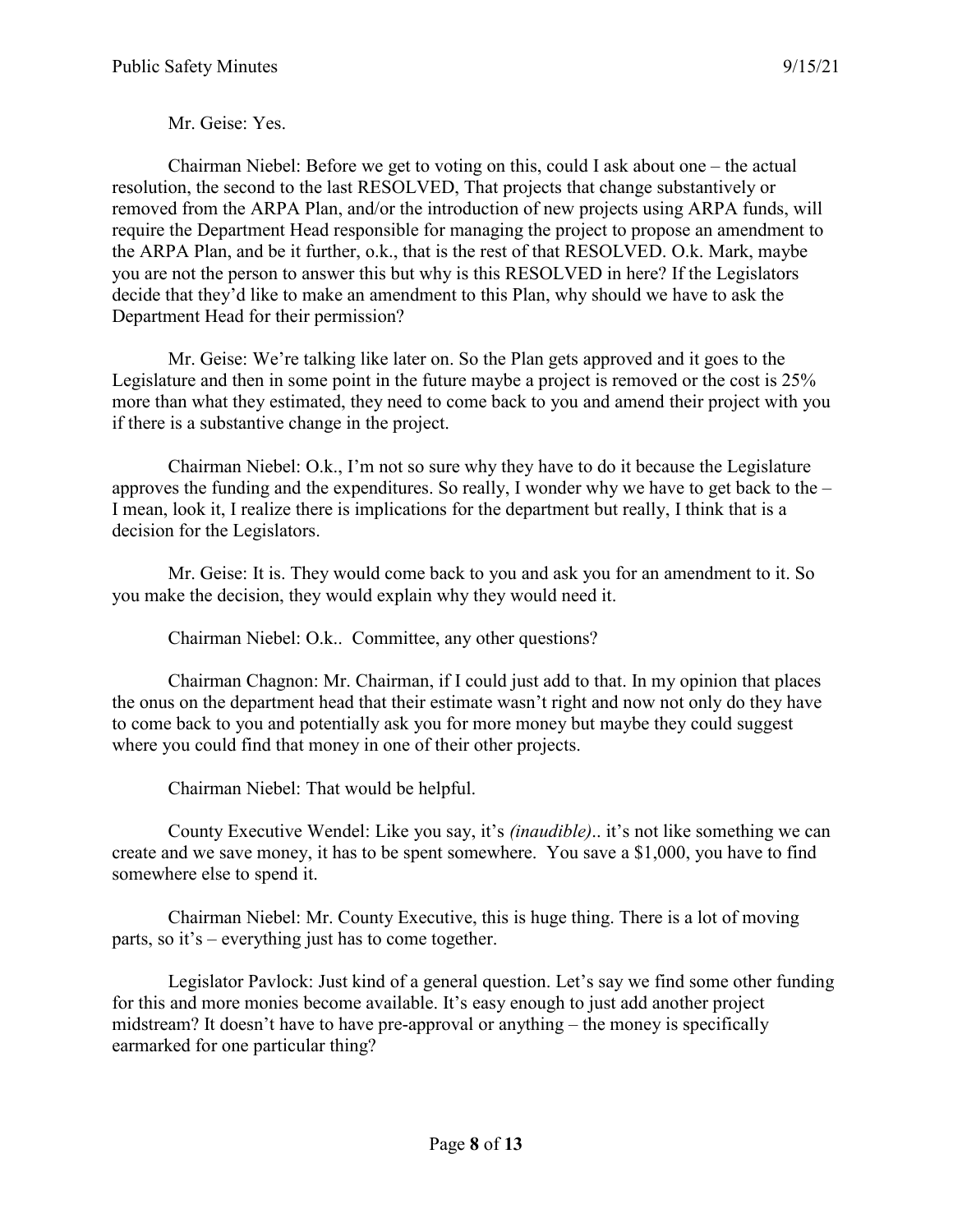Mr. Geise: Yes.

Chairman Niebel: Before we get to voting on this, could I ask about one – the actual resolution, the second to the last RESOLVED, That projects that change substantively or removed from the ARPA Plan, and/or the introduction of new projects using ARPA funds, will require the Department Head responsible for managing the project to propose an amendment to the ARPA Plan, and be it further, o.k., that is the rest of that RESOLVED. O.k. Mark, maybe you are not the person to answer this but why is this RESOLVED in here? If the Legislators decide that they'd like to make an amendment to this Plan, why should we have to ask the Department Head for their permission?

Mr. Geise: We're talking like later on. So the Plan gets approved and it goes to the Legislature and then in some point in the future maybe a project is removed or the cost is 25% more than what they estimated, they need to come back to you and amend their project with you if there is a substantive change in the project.

Chairman Niebel: O.k., I'm not so sure why they have to do it because the Legislature approves the funding and the expenditures. So really, I wonder why we have to get back to the – I mean, look it, I realize there is implications for the department but really, I think that is a decision for the Legislators.

Mr. Geise: It is. They would come back to you and ask you for an amendment to it. So you make the decision, they would explain why they would need it.

Chairman Niebel: O.k.. Committee, any other questions?

Chairman Chagnon: Mr. Chairman, if I could just add to that. In my opinion that places the onus on the department head that their estimate wasn't right and now not only do they have to come back to you and potentially ask you for more money but maybe they could suggest where you could find that money in one of their other projects.

Chairman Niebel: That would be helpful.

County Executive Wendel: Like you say, it's *(inaudible)*.. it's not like something we can create and we save money, it has to be spent somewhere. You save a $1,000, you have to find somewhere else to spend it.

Chairman Niebel: Mr. County Executive, this is huge thing. There is a lot of moving parts, so it's – everything just has to come together.

Legislator Pavlock: Just kind of a general question. Let's say we find some other funding for this and more monies become available. It's easy enough to just add another project midstream? It doesn't have to have pre-approval or anything – the money is specifically earmarked for one particular thing?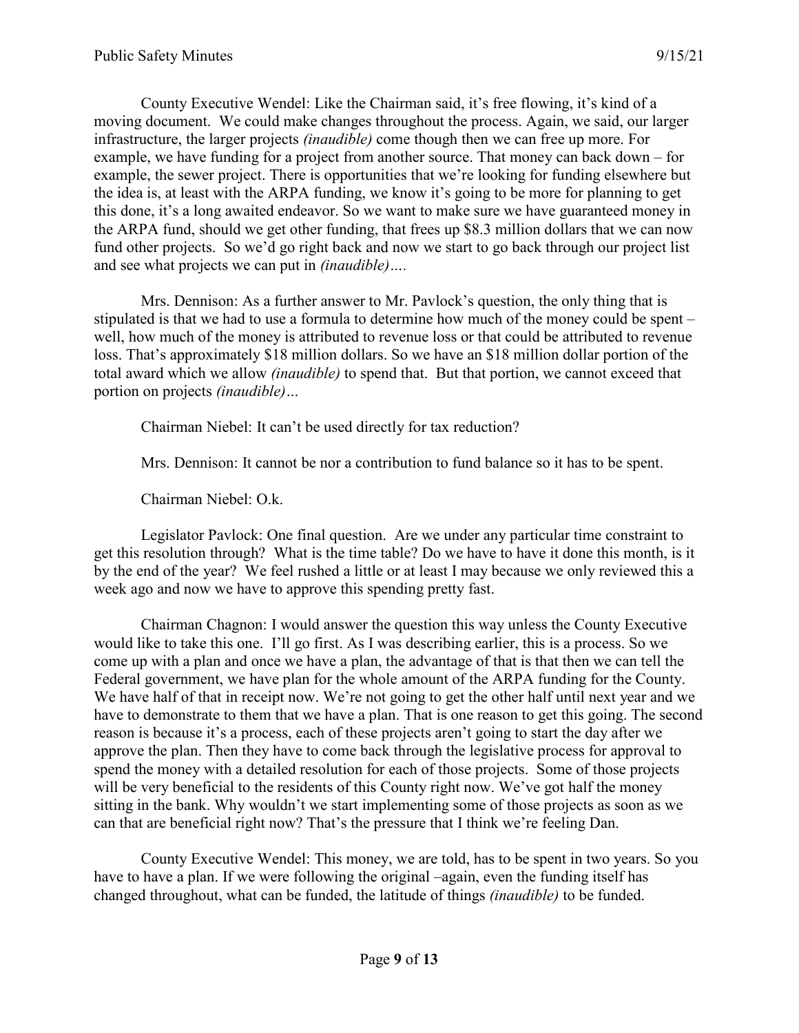County Executive Wendel: Like the Chairman said, it's free flowing, it's kind of a moving document. We could make changes throughout the process. Again, we said, our larger infrastructure, the larger projects *(inaudible)* come though then we can free up more. For example, we have funding for a project from another source. That money can back down – for example, the sewer project. There is opportunities that we're looking for funding elsewhere but the idea is, at least with the ARPA funding, we know it's going to be more for planning to get this done, it's a long awaited endeavor. So we want to make sure we have guaranteed money in the ARPA fund, should we get other funding, that frees up $8.3 million dollars that we can now fund other projects. So we'd go right back and now we start to go back through our project list and see what projects we can put in *(inaudible)*….

Mrs. Dennison: As a further answer to Mr. Pavlock's question, the only thing that is stipulated is that we had to use a formula to determine how much of the money could be spent – well, how much of the money is attributed to revenue loss or that could be attributed to revenue loss. That's approximately $18 million dollars. So we have an $18 million dollar portion of the total award which we allow *(inaudible)* to spend that. But that portion, we cannot exceed that portion on projects *(inaudible)*…

Chairman Niebel: It can't be used directly for tax reduction?

Mrs. Dennison: It cannot be nor a contribution to fund balance so it has to be spent.

Chairman Niebel: O.k.

Legislator Pavlock: One final question. Are we under any particular time constraint to get this resolution through? What is the time table? Do we have to have it done this month, is it by the end of the year? We feel rushed a little or at least I may because we only reviewed this a week ago and now we have to approve this spending pretty fast.

Chairman Chagnon: I would answer the question this way unless the County Executive would like to take this one. I'll go first. As I was describing earlier, this is a process. So we come up with a plan and once we have a plan, the advantage of that is that then we can tell the Federal government, we have plan for the whole amount of the ARPA funding for the County. We have half of that in receipt now. We're not going to get the other half until next year and we have to demonstrate to them that we have a plan. That is one reason to get this going. The second reason is because it's a process, each of these projects aren't going to start the day after we approve the plan. Then they have to come back through the legislative process for approval to spend the money with a detailed resolution for each of those projects. Some of those projects will be very beneficial to the residents of this County right now. We've got half the money sitting in the bank. Why wouldn't we start implementing some of those projects as soon as we can that are beneficial right now? That's the pressure that I think we're feeling Dan.

County Executive Wendel: This money, we are told, has to be spent in two years. So you have to have a plan. If we were following the original –again, even the funding itself has changed throughout, what can be funded, the latitude of things *(inaudible)* to be funded.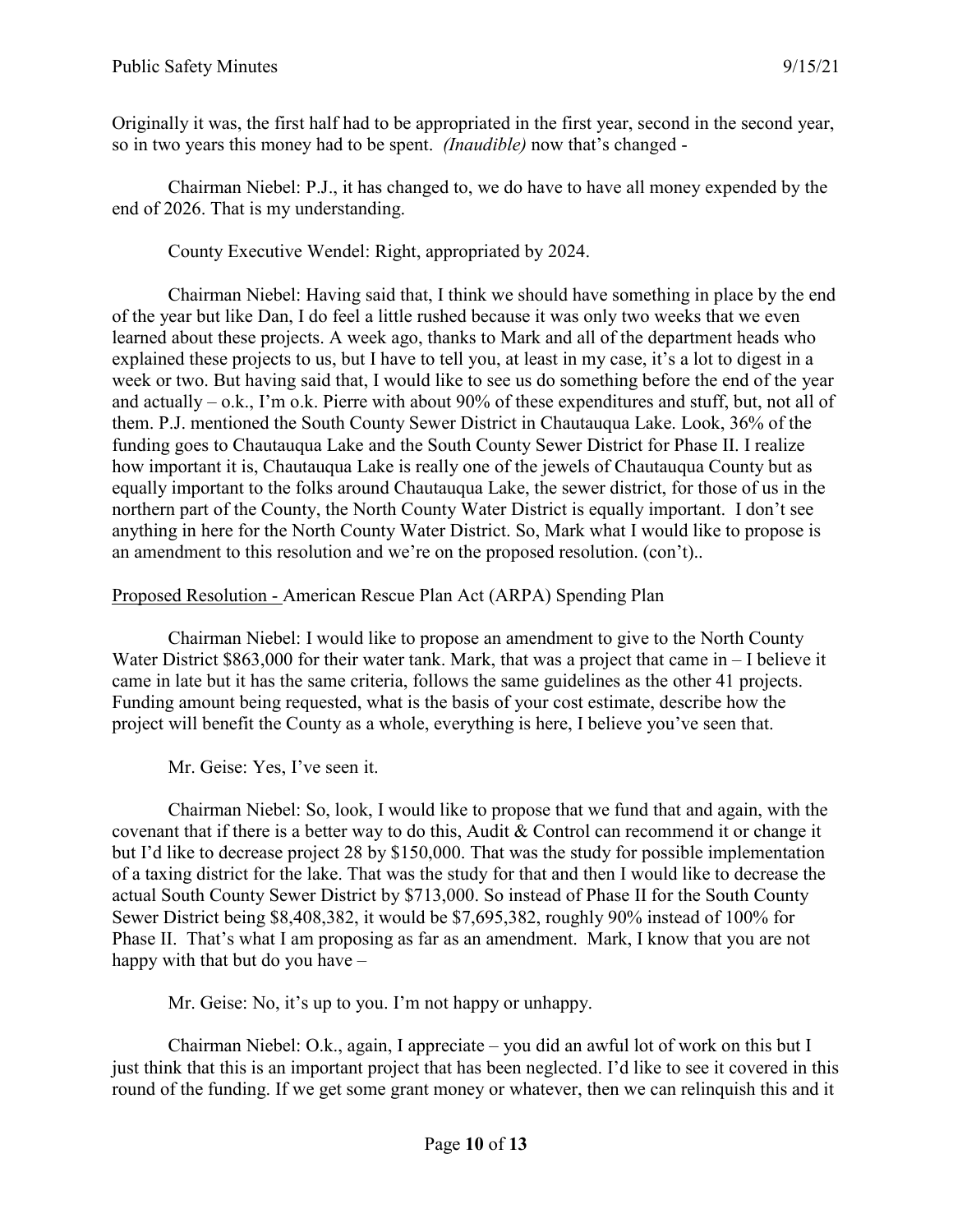Originally it was, the first half had to be appropriated in the first year, second in the second year, so in two years this money had to be spent. *(Inaudible)* now that's changed -

Chairman Niebel: P.J., it has changed to, we do have to have all money expended by the end of 2026. That is my understanding.

County Executive Wendel: Right, appropriated by 2024.

Chairman Niebel: Having said that, I think we should have something in place by the end of the year but like Dan, I do feel a little rushed because it was only two weeks that we even learned about these projects. A week ago, thanks to Mark and all of the department heads who explained these projects to us, but I have to tell you, at least in my case, it's a lot to digest in a week or two. But having said that, I would like to see us do something before the end of the year and actually – o.k., I'm o.k. Pierre with about 90% of these expenditures and stuff, but, not all of them. P.J. mentioned the South County Sewer District in Chautauqua Lake. Look, 36% of the funding goes to Chautauqua Lake and the South County Sewer District for Phase II. I realize how important it is, Chautauqua Lake is really one of the jewels of Chautauqua County but as equally important to the folks around Chautauqua Lake, the sewer district, for those of us in the northern part of the County, the North County Water District is equally important. I don't see anything in here for the North County Water District. So, Mark what I would like to propose is an amendment to this resolution and we're on the proposed resolution. (con't)..

<u>Proposed Resolution -</u> American Rescue Plan Act (ARPA) Spending Plan

Chairman Niebel: I would like to propose an amendment to give to the North County Water District $863,000 for their water tank. Mark, that was a project that came in – I believe it came in late but it has the same criteria, follows the same guidelines as the other 41 projects. Funding amount being requested, what is the basis of your cost estimate, describe how the project will benefit the County as a whole, everything is here, I believe you've seen that.

Mr. Geise: Yes, I've seen it.

Chairman Niebel: So, look, I would like to propose that we fund that and again, with the covenant that if there is a better way to do this, Audit & Control can recommend it or change it but I'd like to decrease project 28 by $150,000. That was the study for possible implementation of a taxing district for the lake. That was the study for that and then I would like to decrease the actual South County Sewer District by $713,000. So instead of Phase II for the South County Sewer District being $8,408,382, it would be $7,695,382, roughly 90% instead of 100% for Phase II. That's what I am proposing as far as an amendment. Mark, I know that you are not happy with that but do you have –

Mr. Geise: No, it's up to you. I'm not happy or unhappy.

Chairman Niebel: O.k., again, I appreciate – you did an awful lot of work on this but I just think that this is an important project that has been neglected. I'd like to see it covered in this round of the funding. If we get some grant money or whatever, then we can relinquish this and it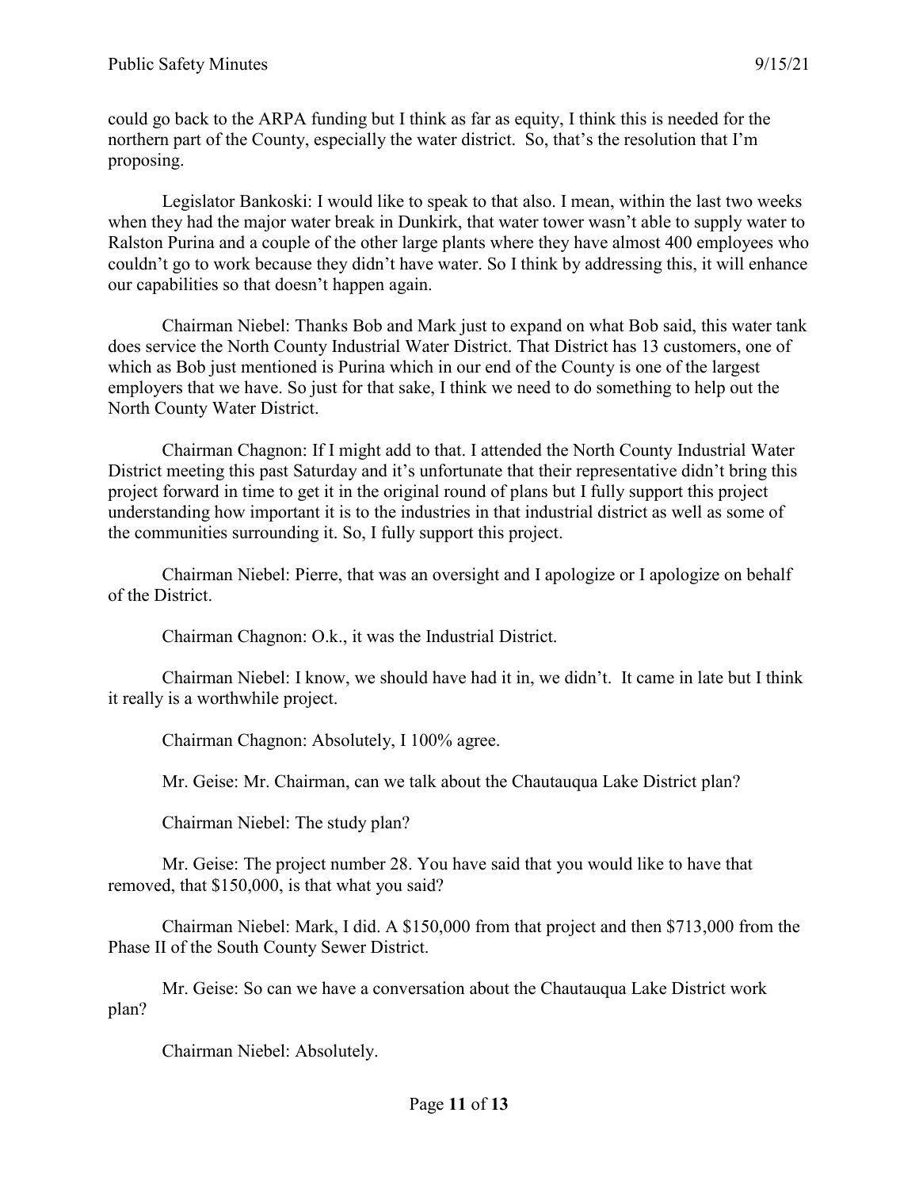could go back to the ARPA funding but I think as far as equity, I think this is needed for the northern part of the County, especially the water district. So, that's the resolution that I'm proposing.

Legislator Bankoski: I would like to speak to that also. I mean, within the last two weeks when they had the major water break in Dunkirk, that water tower wasn't able to supply water to Ralston Purina and a couple of the other large plants where they have almost 400 employees who couldn't go to work because they didn't have water. So I think by addressing this, it will enhance our capabilities so that doesn't happen again.

Chairman Niebel: Thanks Bob and Mark just to expand on what Bob said, this water tank does service the North County Industrial Water District. That District has 13 customers, one of which as Bob just mentioned is Purina which in our end of the County is one of the largest employers that we have. So just for that sake, I think we need to do something to help out the North County Water District.

Chairman Chagnon: If I might add to that. I attended the North County Industrial Water District meeting this past Saturday and it's unfortunate that their representative didn't bring this project forward in time to get it in the original round of plans but I fully support this project understanding how important it is to the industries in that industrial district as well as some of the communities surrounding it. So, I fully support this project.

Chairman Niebel: Pierre, that was an oversight and I apologize or I apologize on behalf of the District.

Chairman Chagnon: O.k., it was the Industrial District.

Chairman Niebel: I know, we should have had it in, we didn't. It came in late but I think it really is a worthwhile project.

Chairman Chagnon: Absolutely, I 100% agree.

Mr. Geise: Mr. Chairman, can we talk about the Chautauqua Lake District plan?

Chairman Niebel: The study plan?

Mr. Geise: The project number 28. You have said that you would like to have that removed, that $150,000, is that what you said?

Chairman Niebel: Mark, I did. A $150,000 from that project and then $713,000 from the Phase II of the South County Sewer District.

Mr. Geise: So can we have a conversation about the Chautauqua Lake District work plan?

Chairman Niebel: Absolutely.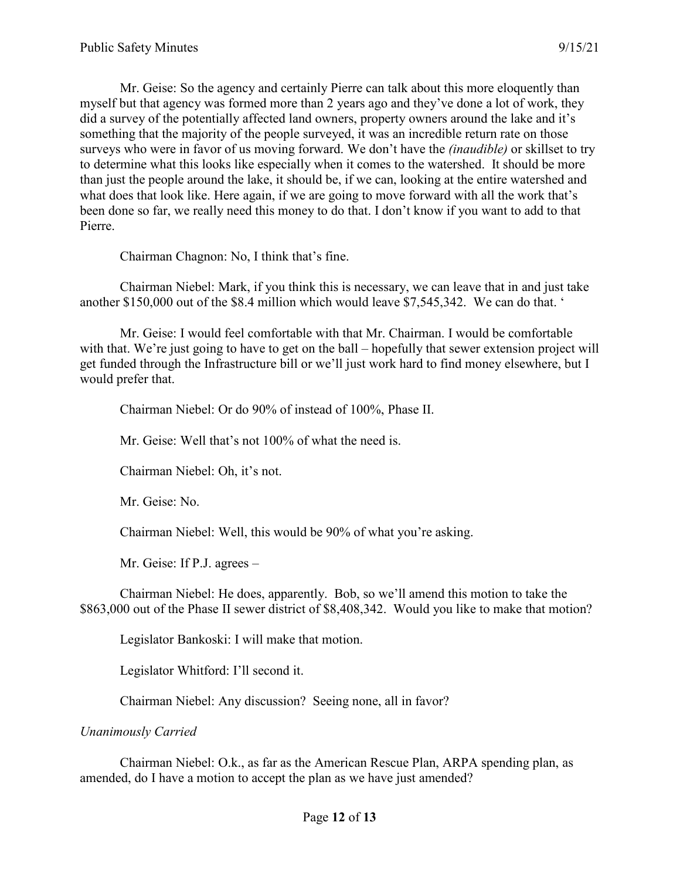Mr. Geise: So the agency and certainly Pierre can talk about this more eloquently than myself but that agency was formed more than 2 years ago and they've done a lot of work, they did a survey of the potentially affected land owners, property owners around the lake and it's something that the majority of the people surveyed, it was an incredible return rate on those surveys who were in favor of us moving forward. We don't have the *(inaudible)* or skillset to try to determine what this looks like especially when it comes to the watershed. It should be more than just the people around the lake, it should be, if we can, looking at the entire watershed and what does that look like. Here again, if we are going to move forward with all the work that's been done so far, we really need this money to do that. I don't know if you want to add to that Pierre.

Chairman Chagnon: No, I think that's fine.

Chairman Niebel: Mark, if you think this is necessary, we can leave that in and just take another $150,000 out of the $8.4 million which would leave $7,545,342. We can do that. '

Mr. Geise: I would feel comfortable with that Mr. Chairman. I would be comfortable with that. We're just going to have to get on the ball – hopefully that sewer extension project will get funded through the Infrastructure bill or we'll just work hard to find money elsewhere, but I would prefer that.

Chairman Niebel: Or do 90% of instead of 100%, Phase II.

Mr. Geise: Well that's not 100% of what the need is.

Chairman Niebel: Oh, it's not.

Mr. Geise: No.

Chairman Niebel: Well, this would be 90% of what you're asking.

Mr. Geise: If P.J. agrees –

Chairman Niebel: He does, apparently. Bob, so we'll amend this motion to take the $863,000 out of the Phase II sewer district of $8,408,342. Would you like to make that motion?

Legislator Bankoski: I will make that motion.

Legislator Whitford: I'll second it.

Chairman Niebel: Any discussion? Seeing none, all in favor?

*Unanimously Carried*

Chairman Niebel: O.k., as far as the American Rescue Plan, ARPA spending plan, as amended, do I have a motion to accept the plan as we have just amended?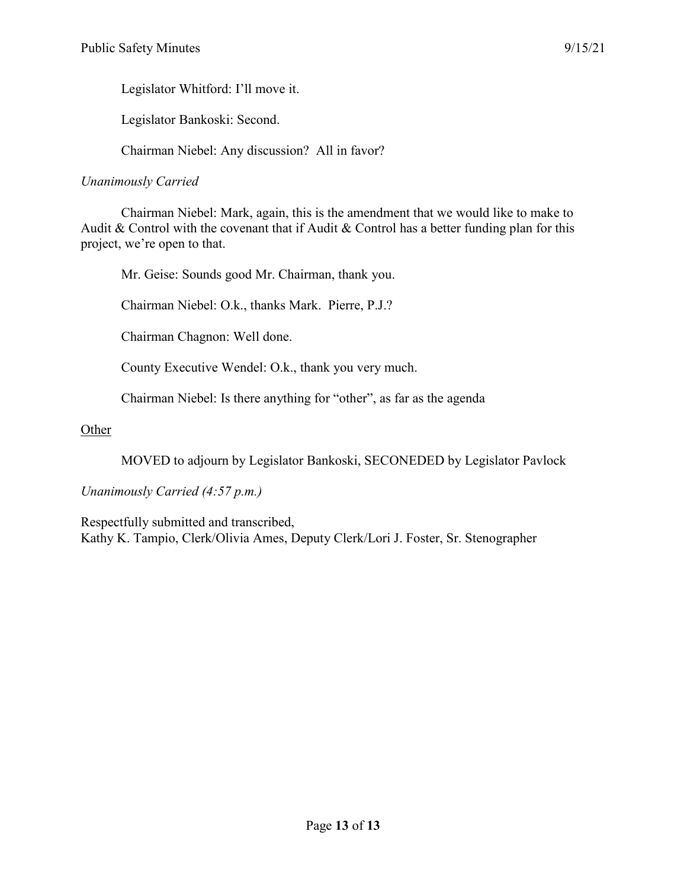Legislator Whitford: I'll move it.

Legislator Bankoski: Second.

Chairman Niebel: Any discussion? All in favor?

*Unanimously Carried*

Chairman Niebel: Mark, again, this is the amendment that we would like to make to Audit & Control with the covenant that if Audit & Control has a better funding plan for this project, we're open to that.

Mr. Geise: Sounds good Mr. Chairman, thank you.

Chairman Niebel: O.k., thanks Mark. Pierre, P.J.?

Chairman Chagnon: Well done.

County Executive Wendel: O.k., thank you very much.

Chairman Niebel: Is there anything for "other", as far as the agenda

<u>Other</u>

MOVED to adjourn by Legislator Bankoski, SECONEDED by Legislator Pavlock

*Unanimously Carried (4:57 p.m.)*

Respectfully submitted and transcribed,
Kathy K. Tampio, Clerk/Olivia Ames, Deputy Clerk/Lori J. Foster, Sr. Stenographer